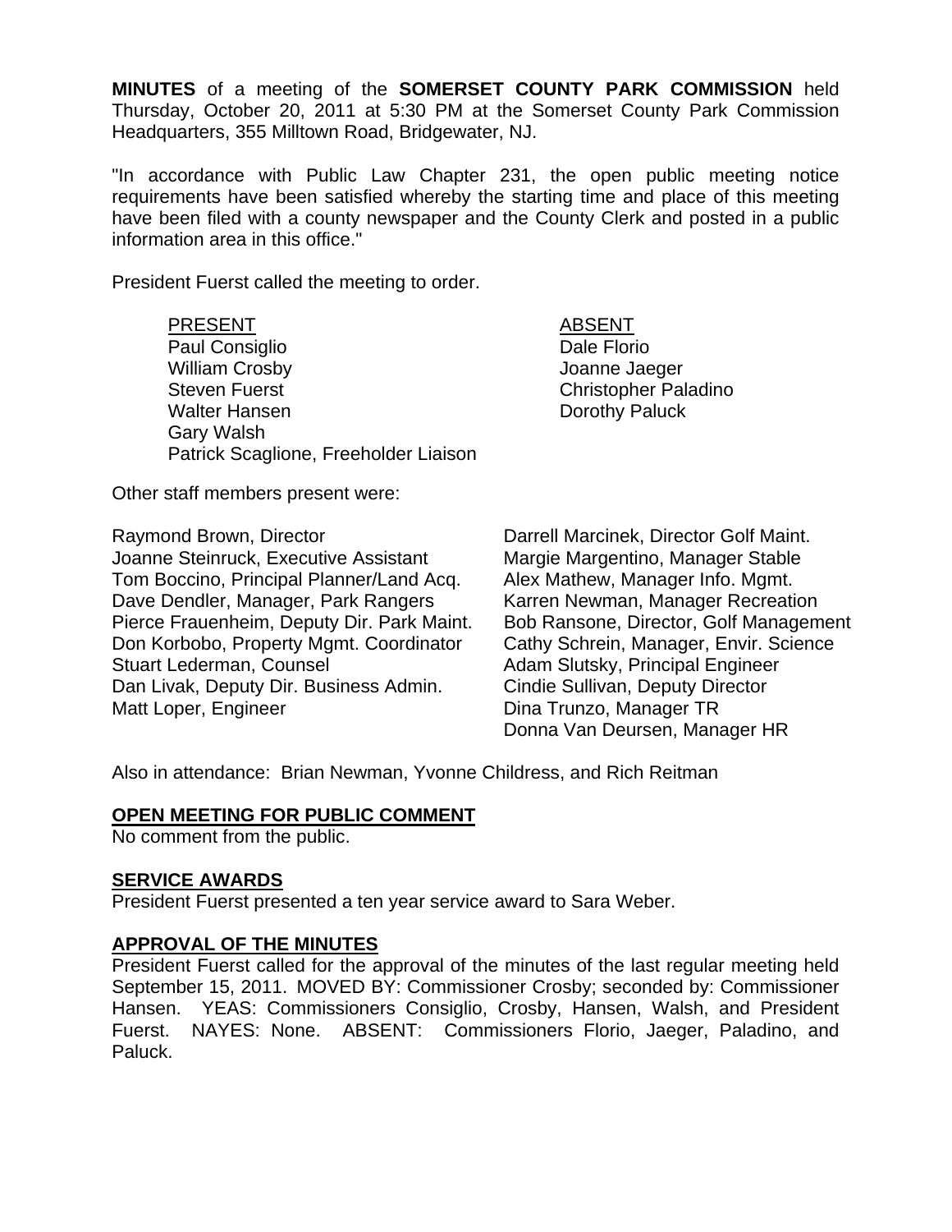**MINUTES** of a meeting of the **SOMERSET COUNTY PARK COMMISSION** held Thursday, October 20, 2011 at 5:30 PM at the Somerset County Park Commission Headquarters, 355 Milltown Road, Bridgewater, NJ.

"In accordance with Public Law Chapter 231, the open public meeting notice requirements have been satisfied whereby the starting time and place of this meeting have been filed with a county newspaper and the County Clerk and posted in a public information area in this office."

President Fuerst called the meeting to order.

| PRESENT | ABSENT |
|---|---|
| Paul Consiglio | Dale Florio |
| William Crosby | Joanne Jaeger |
| Steven Fuerst | Christopher Paladino |
| Walter Hansen | Dorothy Paluck |
| Gary Walsh | |
| Patrick Scaglione, Freeholder Liaison | |

Other staff members present were:

Raymond Brown, Director
Joanne Steinruck, Executive Assistant
Tom Boccino, Principal Planner/Land Acq.
Dave Dendler, Manager, Park Rangers
Pierce Frauenheim, Deputy Dir. Park Maint.
Don Korbobo, Property Mgmt. Coordinator
Stuart Lederman, Counsel
Dan Livak, Deputy Dir. Business Admin.
Matt Loper, Engineer
Darrell Marcinek, Director Golf Maint.
Margie Margentino, Manager Stable
Alex Mathew, Manager Info. Mgmt.
Karren Newman, Manager Recreation
Bob Ransone, Director, Golf Management
Cathy Schrein, Manager, Envir. Science
Adam Slutsky, Principal Engineer
Cindie Sullivan, Deputy Director
Dina Trunzo, Manager TR
Donna Van Deursen, Manager HR

Also in attendance: Brian Newman, Yvonne Childress, and Rich Reitman

## OPEN MEETING FOR PUBLIC COMMENT

No comment from the public.

## SERVICE AWARDS

President Fuerst presented a ten year service award to Sara Weber.

## APPROVAL OF THE MINUTES

President Fuerst called for the approval of the minutes of the last regular meeting held September 15, 2011. MOVED BY: Commissioner Crosby; seconded by: Commissioner Hansen. YEAS: Commissioners Consiglio, Crosby, Hansen, Walsh, and President Fuerst. NAYES: None. ABSENT: Commissioners Florio, Jaeger, Paladino, and Paluck.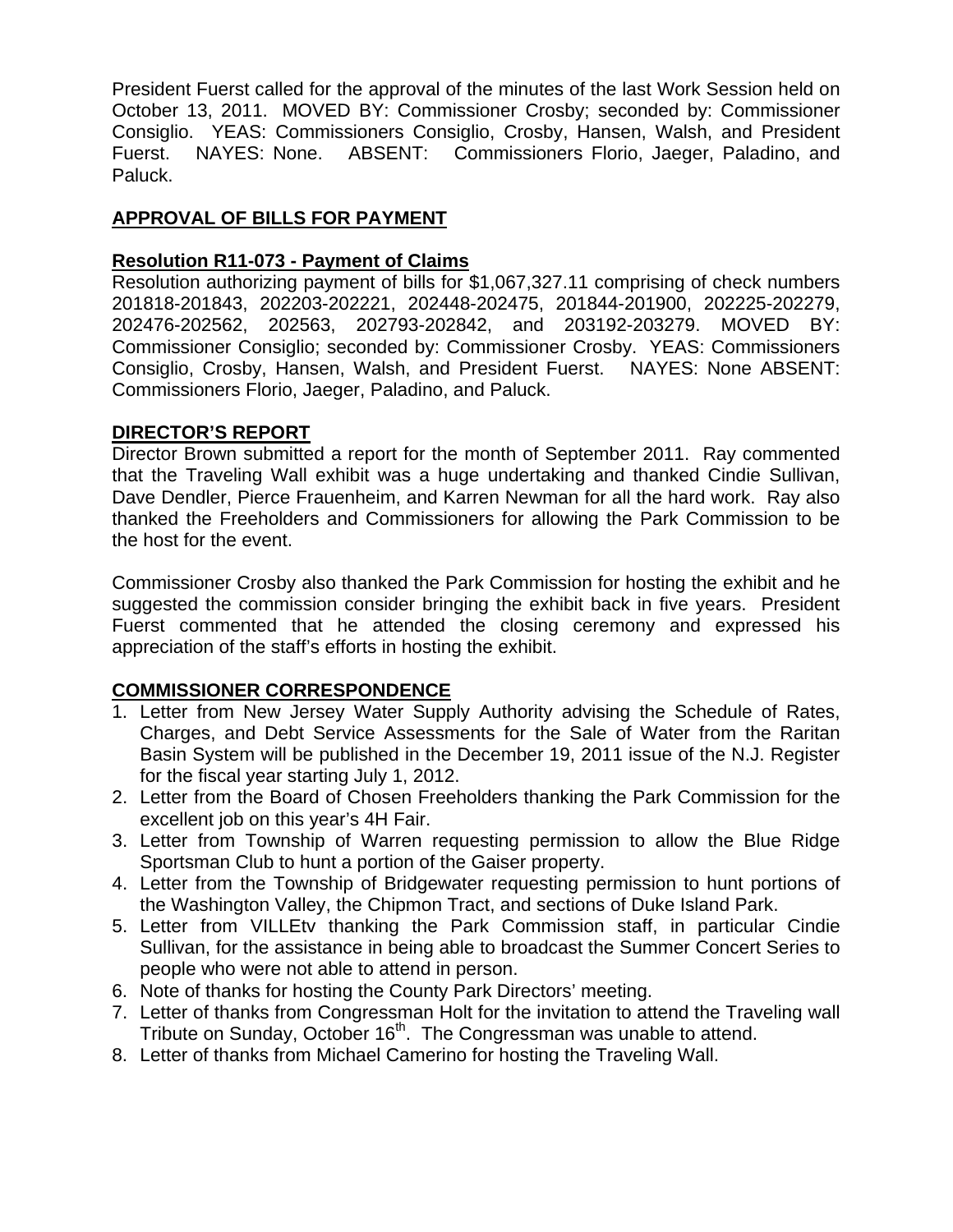President Fuerst called for the approval of the minutes of the last Work Session held on October 13, 2011. MOVED BY: Commissioner Crosby; seconded by: Commissioner Consiglio. YEAS: Commissioners Consiglio, Crosby, Hansen, Walsh, and President Fuerst. NAYES: None. ABSENT: Commissioners Florio, Jaeger, Paladino, and Paluck.

## APPROVAL OF BILLS FOR PAYMENT

### Resolution R11-073 - Payment of Claims

Resolution authorizing payment of bills for $1,067,327.11 comprising of check numbers 201818-201843, 202203-202221, 202448-202475, 201844-201900, 202225-202279, 202476-202562, 202563, 202793-202842, and 203192-203279. MOVED BY: Commissioner Consiglio; seconded by: Commissioner Crosby. YEAS: Commissioners Consiglio, Crosby, Hansen, Walsh, and President Fuerst. NAYES: None ABSENT: Commissioners Florio, Jaeger, Paladino, and Paluck.

## DIRECTOR'S REPORT

Director Brown submitted a report for the month of September 2011. Ray commented that the Traveling Wall exhibit was a huge undertaking and thanked Cindie Sullivan, Dave Dendler, Pierce Frauenheim, and Karren Newman for all the hard work. Ray also thanked the Freeholders and Commissioners for allowing the Park Commission to be the host for the event.

Commissioner Crosby also thanked the Park Commission for hosting the exhibit and he suggested the commission consider bringing the exhibit back in five years. President Fuerst commented that he attended the closing ceremony and expressed his appreciation of the staff's efforts in hosting the exhibit.

## COMMISSIONER CORRESPONDENCE

1. Letter from New Jersey Water Supply Authority advising the Schedule of Rates, Charges, and Debt Service Assessments for the Sale of Water from the Raritan Basin System will be published in the December 19, 2011 issue of the N.J. Register for the fiscal year starting July 1, 2012.
2. Letter from the Board of Chosen Freeholders thanking the Park Commission for the excellent job on this year's 4H Fair.
3. Letter from Township of Warren requesting permission to allow the Blue Ridge Sportsman Club to hunt a portion of the Gaiser property.
4. Letter from the Township of Bridgewater requesting permission to hunt portions of the Washington Valley, the Chipmon Tract, and sections of Duke Island Park.
5. Letter from VILLEtv thanking the Park Commission staff, in particular Cindie Sullivan, for the assistance in being able to broadcast the Summer Concert Series to people who were not able to attend in person.
6. Note of thanks for hosting the County Park Directors' meeting.
7. Letter of thanks from Congressman Holt for the invitation to attend the Traveling wall Tribute on Sunday, October 16th. The Congressman was unable to attend.
8. Letter of thanks from Michael Camerino for hosting the Traveling Wall.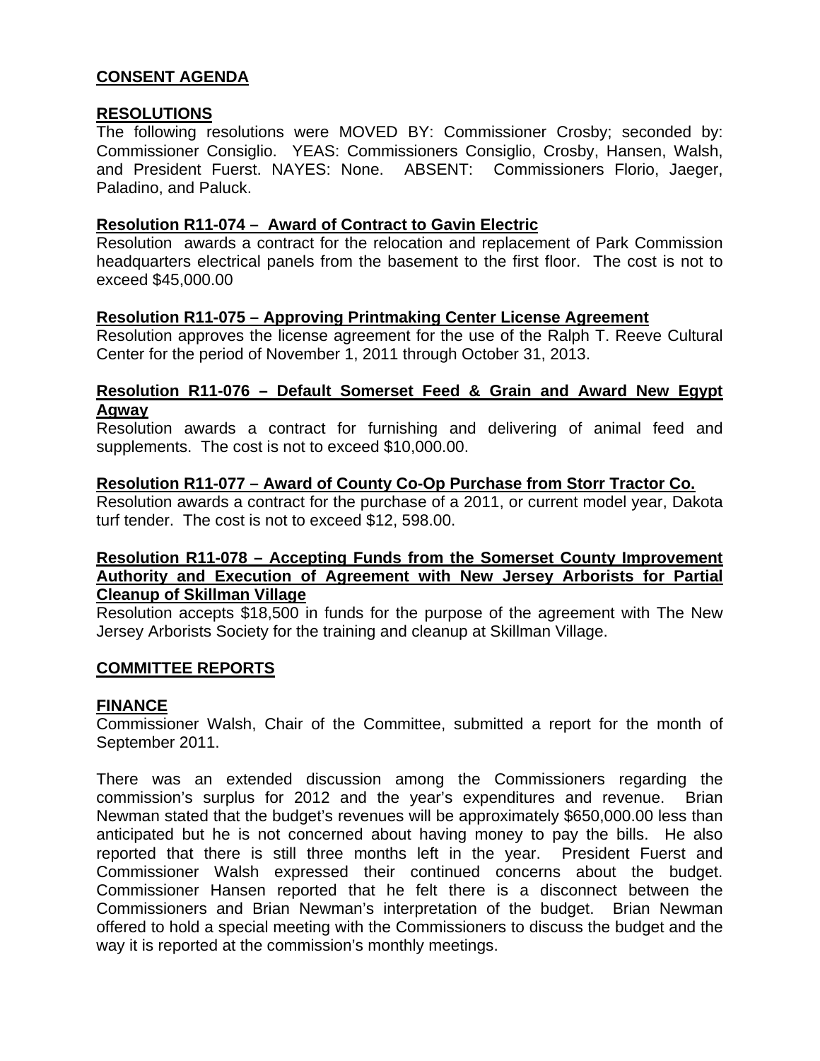## CONSENT AGENDA

### RESOLUTIONS

The following resolutions were MOVED BY: Commissioner Crosby; seconded by: Commissioner Consiglio. YEAS: Commissioners Consiglio, Crosby, Hansen, Walsh, and President Fuerst. NAYES: None. ABSENT: Commissioners Florio, Jaeger, Paladino, and Paluck.

**Resolution R11-074 – Award of Contract to Gavin Electric**

Resolution awards a contract for the relocation and replacement of Park Commission headquarters electrical panels from the basement to the first floor. The cost is not to exceed $45,000.00

**Resolution R11-075 – Approving Printmaking Center License Agreement**

Resolution approves the license agreement for the use of the Ralph T. Reeve Cultural Center for the period of November 1, 2011 through October 31, 2013.

**Resolution R11-076 – Default Somerset Feed & Grain and Award New Egypt Agway**

Resolution awards a contract for furnishing and delivering of animal feed and supplements. The cost is not to exceed $10,000.00.

**Resolution R11-077 – Award of County Co-Op Purchase from Storr Tractor Co.**

Resolution awards a contract for the purchase of a 2011, or current model year, Dakota turf tender. The cost is not to exceed $12, 598.00.

**Resolution R11-078 – Accepting Funds from the Somerset County Improvement Authority and Execution of Agreement with New Jersey Arborists for Partial Cleanup of Skillman Village**

Resolution accepts $18,500 in funds for the purpose of the agreement with The New Jersey Arborists Society for the training and cleanup at Skillman Village.

## COMMITTEE REPORTS

### FINANCE

Commissioner Walsh, Chair of the Committee, submitted a report for the month of September 2011.

There was an extended discussion among the Commissioners regarding the commission's surplus for 2012 and the year's expenditures and revenue. Brian Newman stated that the budget's revenues will be approximately $650,000.00 less than anticipated but he is not concerned about having money to pay the bills. He also reported that there is still three months left in the year. President Fuerst and Commissioner Walsh expressed their continued concerns about the budget. Commissioner Hansen reported that he felt there is a disconnect between the Commissioners and Brian Newman's interpretation of the budget. Brian Newman offered to hold a special meeting with the Commissioners to discuss the budget and the way it is reported at the commission's monthly meetings.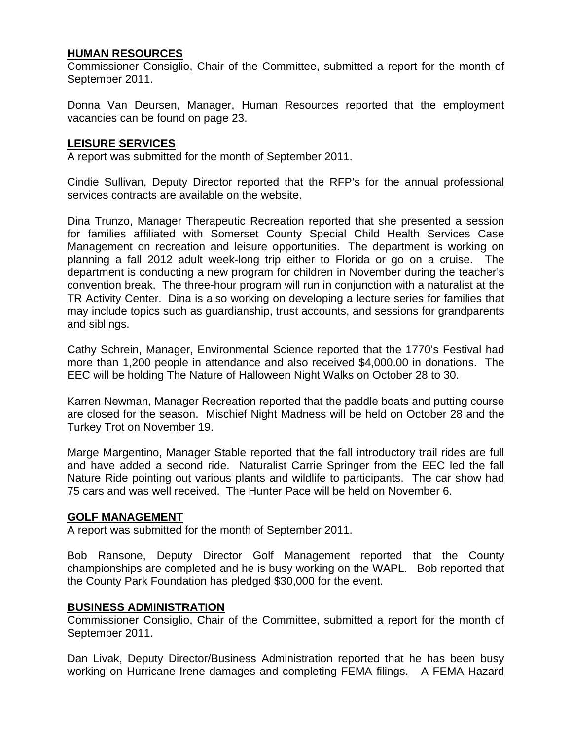## HUMAN RESOURCES

Commissioner Consiglio, Chair of the Committee, submitted a report for the month of September 2011.

Donna Van Deursen, Manager, Human Resources reported that the employment vacancies can be found on page 23.

## LEISURE SERVICES

A report was submitted for the month of September 2011.

Cindie Sullivan, Deputy Director reported that the RFP's for the annual professional services contracts are available on the website.

Dina Trunzo, Manager Therapeutic Recreation reported that she presented a session for families affiliated with Somerset County Special Child Health Services Case Management on recreation and leisure opportunities. The department is working on planning a fall 2012 adult week-long trip either to Florida or go on a cruise. The department is conducting a new program for children in November during the teacher's convention break. The three-hour program will run in conjunction with a naturalist at the TR Activity Center. Dina is also working on developing a lecture series for families that may include topics such as guardianship, trust accounts, and sessions for grandparents and siblings.

Cathy Schrein, Manager, Environmental Science reported that the 1770's Festival had more than 1,200 people in attendance and also received $4,000.00 in donations. The EEC will be holding The Nature of Halloween Night Walks on October 28 to 30.

Karren Newman, Manager Recreation reported that the paddle boats and putting course are closed for the season. Mischief Night Madness will be held on October 28 and the Turkey Trot on November 19.

Marge Margentino, Manager Stable reported that the fall introductory trail rides are full and have added a second ride. Naturalist Carrie Springer from the EEC led the fall Nature Ride pointing out various plants and wildlife to participants. The car show had 75 cars and was well received. The Hunter Pace will be held on November 6.

## GOLF MANAGEMENT

A report was submitted for the month of September 2011.

Bob Ransone, Deputy Director Golf Management reported that the County championships are completed and he is busy working on the WAPL. Bob reported that the County Park Foundation has pledged $30,000 for the event.

## BUSINESS ADMINISTRATION

Commissioner Consiglio, Chair of the Committee, submitted a report for the month of September 2011.

Dan Livak, Deputy Director/Business Administration reported that he has been busy working on Hurricane Irene damages and completing FEMA filings. A FEMA Hazard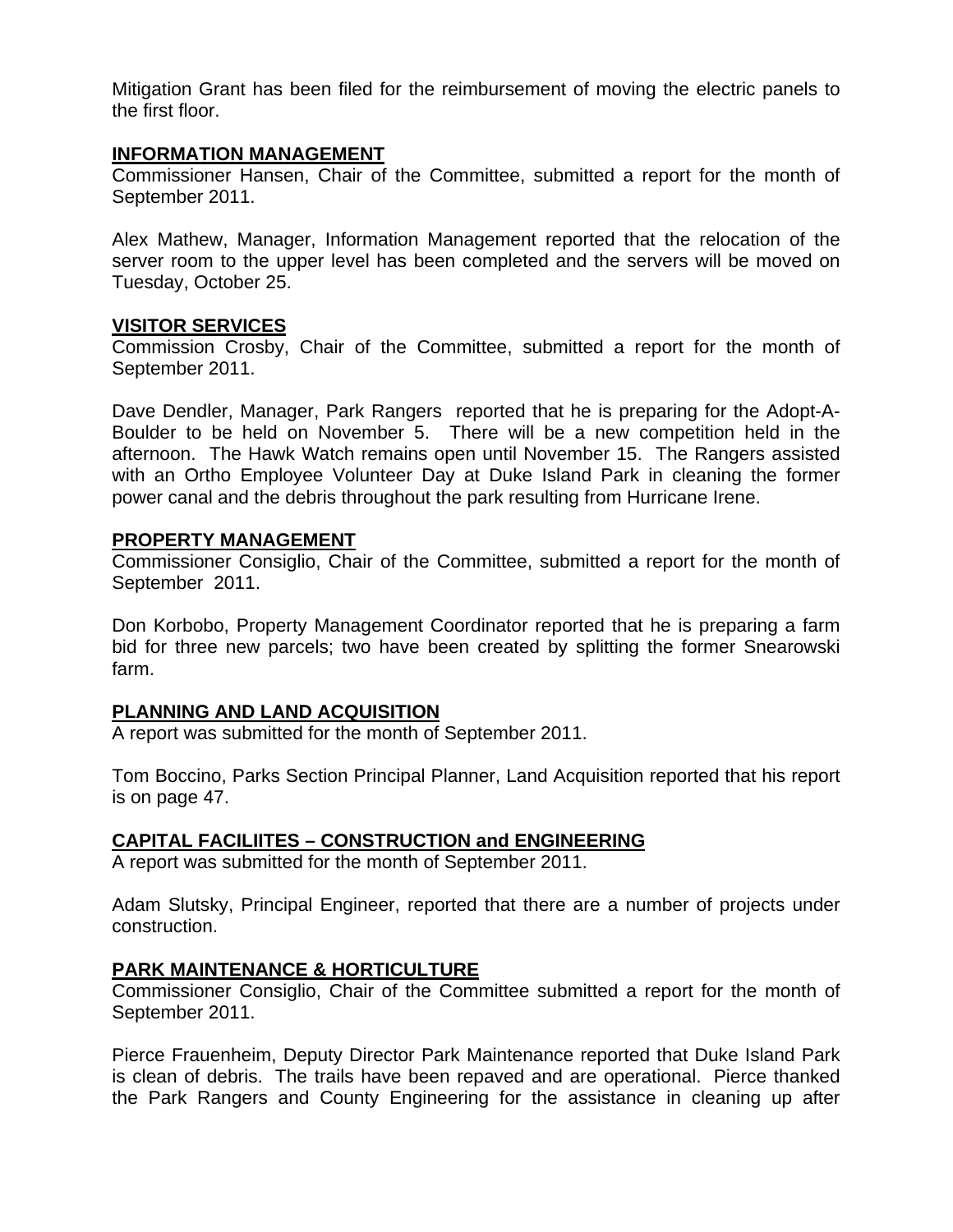Mitigation Grant has been filed for the reimbursement of moving the electric panels to the first floor.

**INFORMATION MANAGEMENT**

Commissioner Hansen, Chair of the Committee, submitted a report for the month of September 2011.

Alex Mathew, Manager, Information Management reported that the relocation of the server room to the upper level has been completed and the servers will be moved on Tuesday, October 25.

**VISITOR SERVICES**

Commission Crosby, Chair of the Committee, submitted a report for the month of September 2011.

Dave Dendler, Manager, Park Rangers reported that he is preparing for the Adopt-A-Boulder to be held on November 5. There will be a new competition held in the afternoon. The Hawk Watch remains open until November 15. The Rangers assisted with an Ortho Employee Volunteer Day at Duke Island Park in cleaning the former power canal and the debris throughout the park resulting from Hurricane Irene.

**PROPERTY MANAGEMENT**

Commissioner Consiglio, Chair of the Committee, submitted a report for the month of September 2011.

Don Korbobo, Property Management Coordinator reported that he is preparing a farm bid for three new parcels; two have been created by splitting the former Snearowski farm.

**PLANNING AND LAND ACQUISITION**

A report was submitted for the month of September 2011.

Tom Boccino, Parks Section Principal Planner, Land Acquisition reported that his report is on page 47.

**CAPITAL FACILIITES – CONSTRUCTION and ENGINEERING**

A report was submitted for the month of September 2011.

Adam Slutsky, Principal Engineer, reported that there are a number of projects under construction.

**PARK MAINTENANCE & HORTICULTURE**

Commissioner Consiglio, Chair of the Committee submitted a report for the month of September 2011.

Pierce Frauenheim, Deputy Director Park Maintenance reported that Duke Island Park is clean of debris. The trails have been repaved and are operational. Pierce thanked the Park Rangers and County Engineering for the assistance in cleaning up after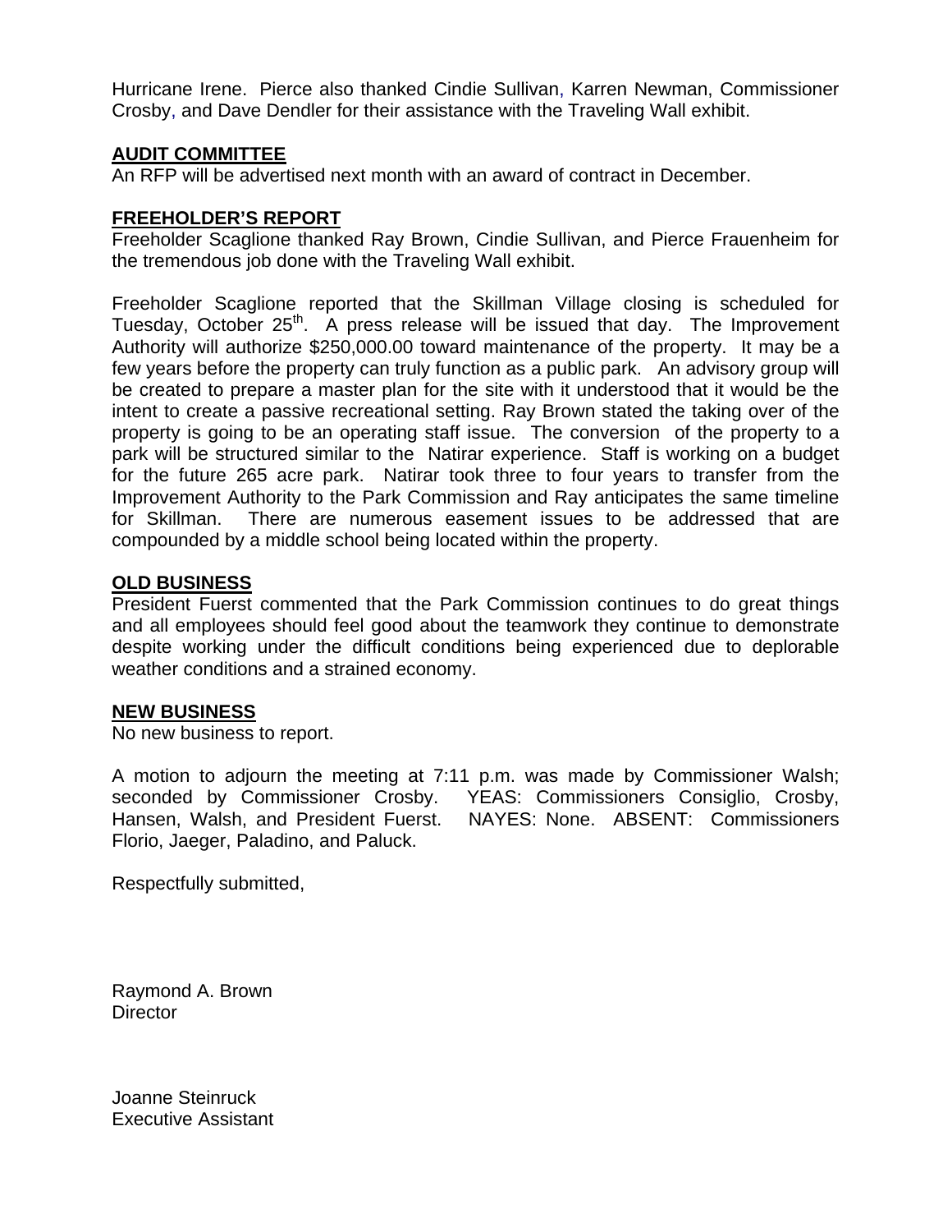Hurricane Irene. Pierce also thanked Cindie Sullivan, Karren Newman, Commissioner Crosby, and Dave Dendler for their assistance with the Traveling Wall exhibit.

**AUDIT COMMITTEE**

An RFP will be advertised next month with an award of contract in December.

**FREEHOLDER'S REPORT**

Freeholder Scaglione thanked Ray Brown, Cindie Sullivan, and Pierce Frauenheim for the tremendous job done with the Traveling Wall exhibit.

Freeholder Scaglione reported that the Skillman Village closing is scheduled for Tuesday, October 25th. A press release will be issued that day. The Improvement Authority will authorize $250,000.00 toward maintenance of the property. It may be a few years before the property can truly function as a public park. An advisory group will be created to prepare a master plan for the site with it understood that it would be the intent to create a passive recreational setting. Ray Brown stated the taking over of the property is going to be an operating staff issue. The conversion of the property to a park will be structured similar to the Natirar experience. Staff is working on a budget for the future 265 acre park. Natirar took three to four years to transfer from the Improvement Authority to the Park Commission and Ray anticipates the same timeline for Skillman. There are numerous easement issues to be addressed that are compounded by a middle school being located within the property.

**OLD BUSINESS**

President Fuerst commented that the Park Commission continues to do great things and all employees should feel good about the teamwork they continue to demonstrate despite working under the difficult conditions being experienced due to deplorable weather conditions and a strained economy.

**NEW BUSINESS**

No new business to report.

A motion to adjourn the meeting at 7:11 p.m. was made by Commissioner Walsh; seconded by Commissioner Crosby. YEAS: Commissioners Consiglio, Crosby, Hansen, Walsh, and President Fuerst. NAYES: None. ABSENT: Commissioners Florio, Jaeger, Paladino, and Paluck.

Respectfully submitted,

Raymond A. Brown
Director

Joanne Steinruck
Executive Assistant